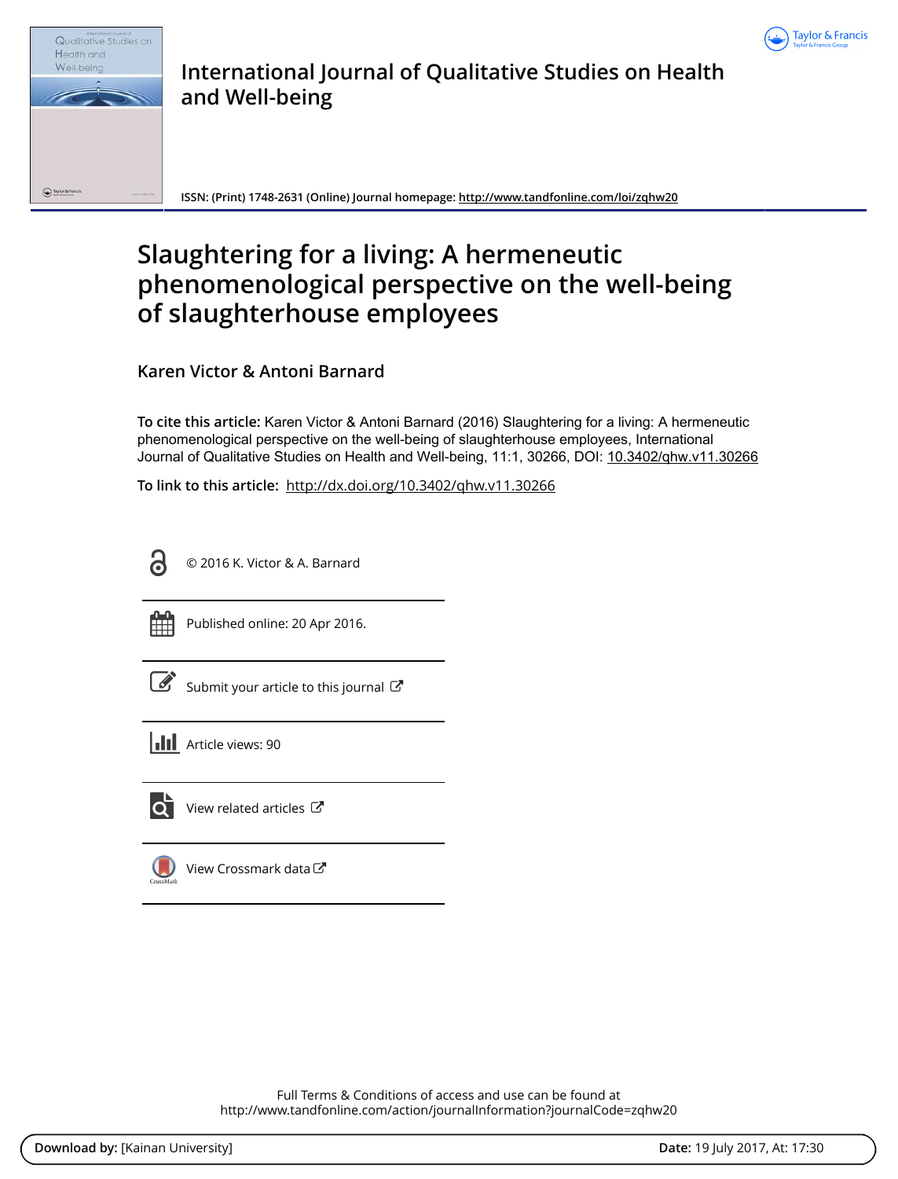International Journal of Qualitative Studies on Health and Well-being

ISSN: (Print) 1748-2631 (Online) Journal homepage: http://www.tandfonline.com/loi/zqhw20

# Slaughtering for a living: A hermeneutic phenomenological perspective on the well-being of slaughterhouse employees

Karen Victor & Antoni Barnard

**To cite this article:** Karen Victor & Antoni Barnard (2016) Slaughtering for a living: A hermeneutic phenomenological perspective on the well-being of slaughterhouse employees, International Journal of Qualitative Studies on Health and Well-being, 11:1, 30266, DOI: 10.3402/qhw.v11.30266

**To link to this article:** http://dx.doi.org/10.3402/qhw.v11.30266

© 2016 K. Victor & A. Barnard

Published online: 20 Apr 2016.

Submit your article to this journal

Article views: 90

View related articles

View Crossmark data

Full Terms & Conditions of access and use can be found at
http://www.tandfonline.com/action/journalInformation?journalCode=zqhw20

**Download by:** [Kainan University] **Date:** 19 July 2017, At: 17:30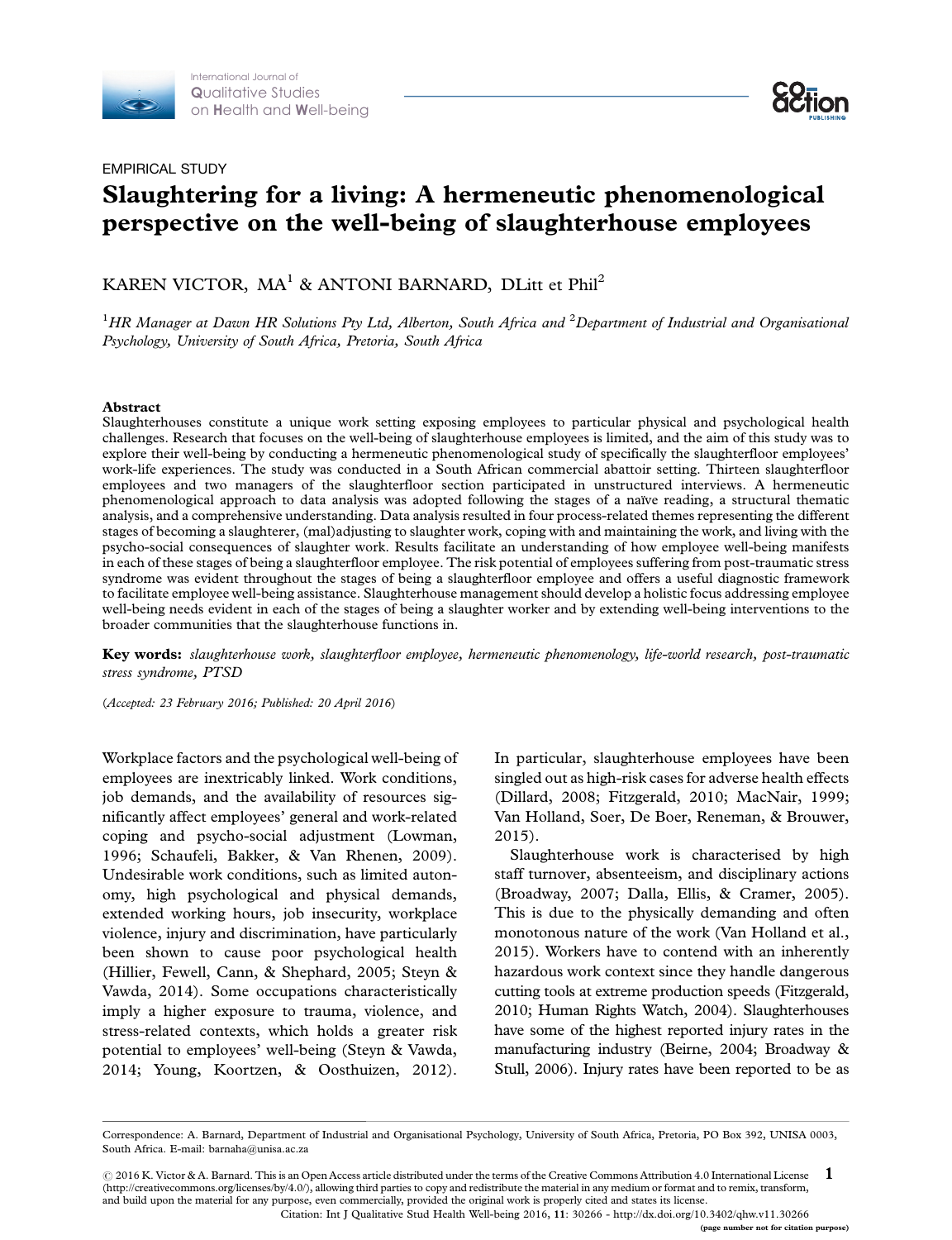EMPIRICAL STUDY

# Slaughtering for a living: A hermeneutic phenomenological perspective on the well-being of slaughterhouse employees

KAREN VICTOR, MA[1] & ANTONI BARNARD, DLitt et Phil[2]

[1]*HR Manager at Dawn HR Solutions Pty Ltd, Alberton, South Africa and* [2]*Department of Industrial and Organisational Psychology, University of South Africa, Pretoria, South Africa*

## Abstract

Slaughterhouses constitute a unique work setting exposing employees to particular physical and psychological health challenges. Research that focuses on the well-being of slaughterhouse employees is limited, and the aim of this study was to explore their well-being by conducting a hermeneutic phenomenological study of specifically the slaughterfloor employees' work-life experiences. The study was conducted in a South African commercial abattoir setting. Thirteen slaughterfloor employees and two managers of the slaughterfloor section participated in unstructured interviews. A hermeneutic phenomenological approach to data analysis was adopted following the stages of a naïve reading, a structural thematic analysis, and a comprehensive understanding. Data analysis resulted in four process-related themes representing the different stages of becoming a slaughterer, (mal)adjusting to slaughter work, coping with and maintaining the work, and living with the psycho-social consequences of slaughter work. Results facilitate an understanding of how employee well-being manifests in each of these stages of being a slaughterfloor employee. The risk potential of employees suffering from post-traumatic stress syndrome was evident throughout the stages of being a slaughterfloor employee and offers a useful diagnostic framework to facilitate employee well-being assistance. Slaughterhouse management should develop a holistic focus addressing employee well-being needs evident in each of the stages of being a slaughter worker and by extending well-being interventions to the broader communities that the slaughterhouse functions in.

**Key words:** *slaughterhouse work, slaughterfloor employee, hermeneutic phenomenology, life-world research, post-traumatic stress syndrome, PTSD*

(*Accepted: 23 February 2016; Published: 20 April 2016*)

Workplace factors and the psychological well-being of employees are inextricably linked. Work conditions, job demands, and the availability of resources significantly affect employees' general and work-related coping and psycho-social adjustment (Lowman, 1996; Schaufeli, Bakker, & Van Rhenen, 2009). Undesirable work conditions, such as limited autonomy, high psychological and physical demands, extended working hours, job insecurity, workplace violence, injury and discrimination, have particularly been shown to cause poor psychological health (Hillier, Fewell, Cann, & Shephard, 2005; Steyn & Vawda, 2014). Some occupations characteristically imply a higher exposure to trauma, violence, and stress-related contexts, which holds a greater risk potential to employees' well-being (Steyn & Vawda, 2014; Young, Koortzen, & Oosthuizen, 2012). In particular, slaughterhouse employees have been singled out as high-risk cases for adverse health effects (Dillard, 2008; Fitzgerald, 2010; MacNair, 1999; Van Holland, Soer, De Boer, Reneman, & Brouwer, 2015).

Slaughterhouse work is characterised by high staff turnover, absenteeism, and disciplinary actions (Broadway, 2007; Dalla, Ellis, & Cramer, 2005). This is due to the physically demanding and often monotonous nature of the work (Van Holland et al., 2015). Workers have to contend with an inherently hazardous work context since they handle dangerous cutting tools at extreme production speeds (Fitzgerald, 2010; Human Rights Watch, 2004). Slaughterhouses have some of the highest reported injury rates in the manufacturing industry (Beirne, 2004; Broadway & Stull, 2006). Injury rates have been reported to be as

Correspondence: A. Barnard, Department of Industrial and Organisational Psychology, University of South Africa, Pretoria, PO Box 392, UNISA 0003, South Africa. E-mail: barnaha@unisa.ac.za

© 2016 K. Victor & A. Barnard. This is an Open Access article distributed under the terms of the Creative Commons Attribution 4.0 International License (http://creativecommons.org/licenses/by/4.0/), allowing third parties to copy and redistribute the material in any medium or format and to remix, transform, and build upon the material for any purpose, even commercially, provided the original work is properly cited and states its license.

Citation: Int J Qualitative Stud Health Well-being 2016, 11: 30266 - http://dx.doi.org/10.3402/qhw.v11.30266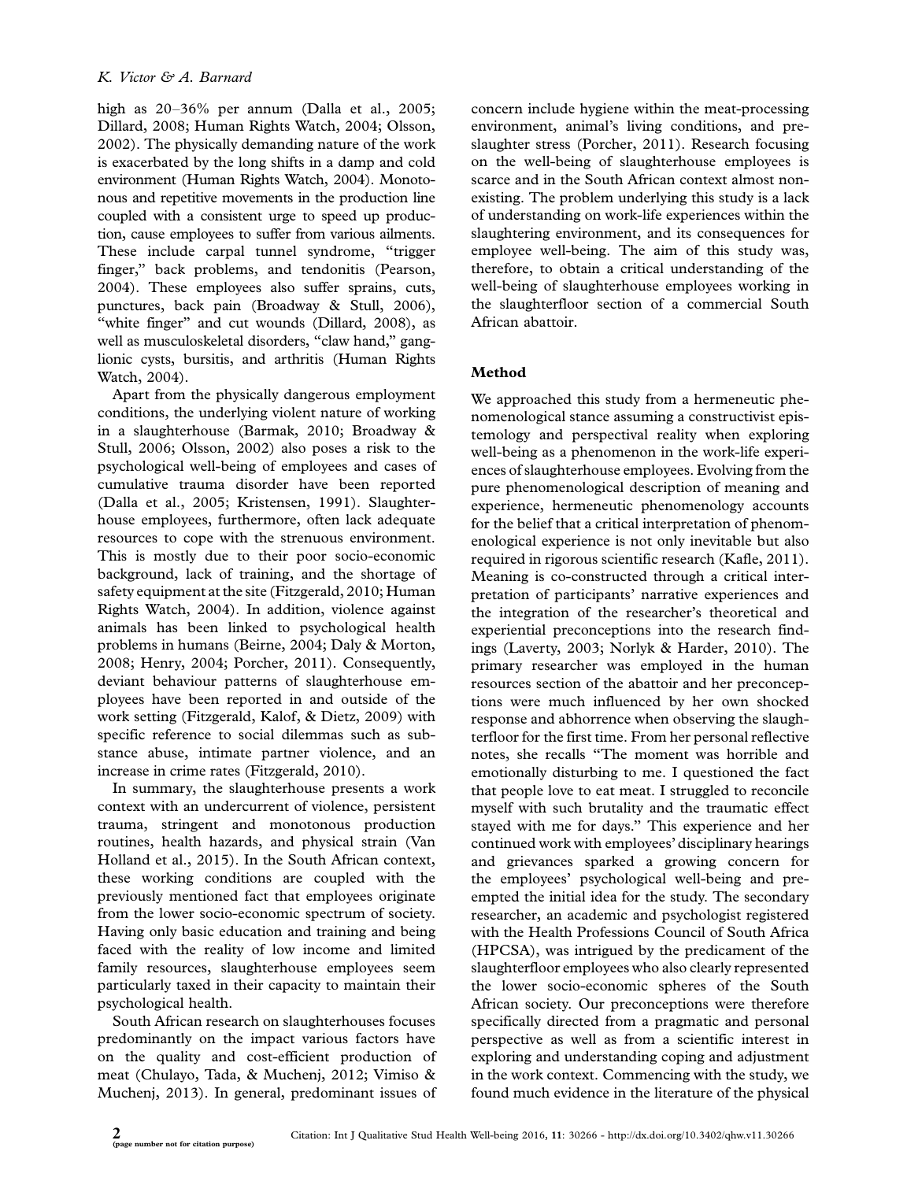high as 20–36% per annum (Dalla et al., 2005; Dillard, 2008; Human Rights Watch, 2004; Olsson, 2002). The physically demanding nature of the work is exacerbated by the long shifts in a damp and cold environment (Human Rights Watch, 2004). Monotonous and repetitive movements in the production line coupled with a consistent urge to speed up production, cause employees to suffer from various ailments. These include carpal tunnel syndrome, "trigger finger," back problems, and tendonitis (Pearson, 2004). These employees also suffer sprains, cuts, punctures, back pain (Broadway & Stull, 2006), "white finger" and cut wounds (Dillard, 2008), as well as musculoskeletal disorders, "claw hand," ganglionic cysts, bursitis, and arthritis (Human Rights Watch, 2004).

Apart from the physically dangerous employment conditions, the underlying violent nature of working in a slaughterhouse (Barmak, 2010; Broadway & Stull, 2006; Olsson, 2002) also poses a risk to the psychological well-being of employees and cases of cumulative trauma disorder have been reported (Dalla et al., 2005; Kristensen, 1991). Slaughterhouse employees, furthermore, often lack adequate resources to cope with the strenuous environment. This is mostly due to their poor socio-economic background, lack of training, and the shortage of safety equipment at the site (Fitzgerald, 2010; Human Rights Watch, 2004). In addition, violence against animals has been linked to psychological health problems in humans (Beirne, 2004; Daly & Morton, 2008; Henry, 2004; Porcher, 2011). Consequently, deviant behaviour patterns of slaughterhouse employees have been reported in and outside of the work setting (Fitzgerald, Kalof, & Dietz, 2009) with specific reference to social dilemmas such as substance abuse, intimate partner violence, and an increase in crime rates (Fitzgerald, 2010).

In summary, the slaughterhouse presents a work context with an undercurrent of violence, persistent trauma, stringent and monotonous production routines, health hazards, and physical strain (Van Holland et al., 2015). In the South African context, these working conditions are coupled with the previously mentioned fact that employees originate from the lower socio-economic spectrum of society. Having only basic education and training and being faced with the reality of low income and limited family resources, slaughterhouse employees seem particularly taxed in their capacity to maintain their psychological health.

South African research on slaughterhouses focuses predominantly on the impact various factors have on the quality and cost-efficient production of meat (Chulayo, Tada, & Muchenj, 2012; Vimiso & Muchenj, 2013). In general, predominant issues of concern include hygiene within the meat-processing environment, animal's living conditions, and pre-slaughter stress (Porcher, 2011). Research focusing on the well-being of slaughterhouse employees is scarce and in the South African context almost non-existing. The problem underlying this study is a lack of understanding on work-life experiences within the slaughtering environment, and its consequences for employee well-being. The aim of this study was, therefore, to obtain a critical understanding of the well-being of slaughterhouse employees working in the slaughterfloor section of a commercial South African abattoir.

## Method

We approached this study from a hermeneutic phenomenological stance assuming a constructivist epistemology and perspectival reality when exploring well-being as a phenomenon in the work-life experiences of slaughterhouse employees. Evolving from the pure phenomenological description of meaning and experience, hermeneutic phenomenology accounts for the belief that a critical interpretation of phenomenological experience is not only inevitable but also required in rigorous scientific research (Kafle, 2011). Meaning is co-constructed through a critical interpretation of participants' narrative experiences and the integration of the researcher's theoretical and experiential preconceptions into the research findings (Laverty, 2003; Norlyk & Harder, 2010). The primary researcher was employed in the human resources section of the abattoir and her preconceptions were much influenced by her own shocked response and abhorrence when observing the slaughterfloor for the first time. From her personal reflective notes, she recalls "The moment was horrible and emotionally disturbing to me. I questioned the fact that people love to eat meat. I struggled to reconcile myself with such brutality and the traumatic effect stayed with me for days." This experience and her continued work with employees' disciplinary hearings and grievances sparked a growing concern for the employees' psychological well-being and preempted the initial idea for the study. The secondary researcher, an academic and psychologist registered with the Health Professions Council of South Africa (HPCSA), was intrigued by the predicament of the slaughterfloor employees who also clearly represented the lower socio-economic spheres of the South African society. Our preconceptions were therefore specifically directed from a pragmatic and personal perspective as well as from a scientific interest in exploring and understanding coping and adjustment in the work context. Commencing with the study, we found much evidence in the literature of the physical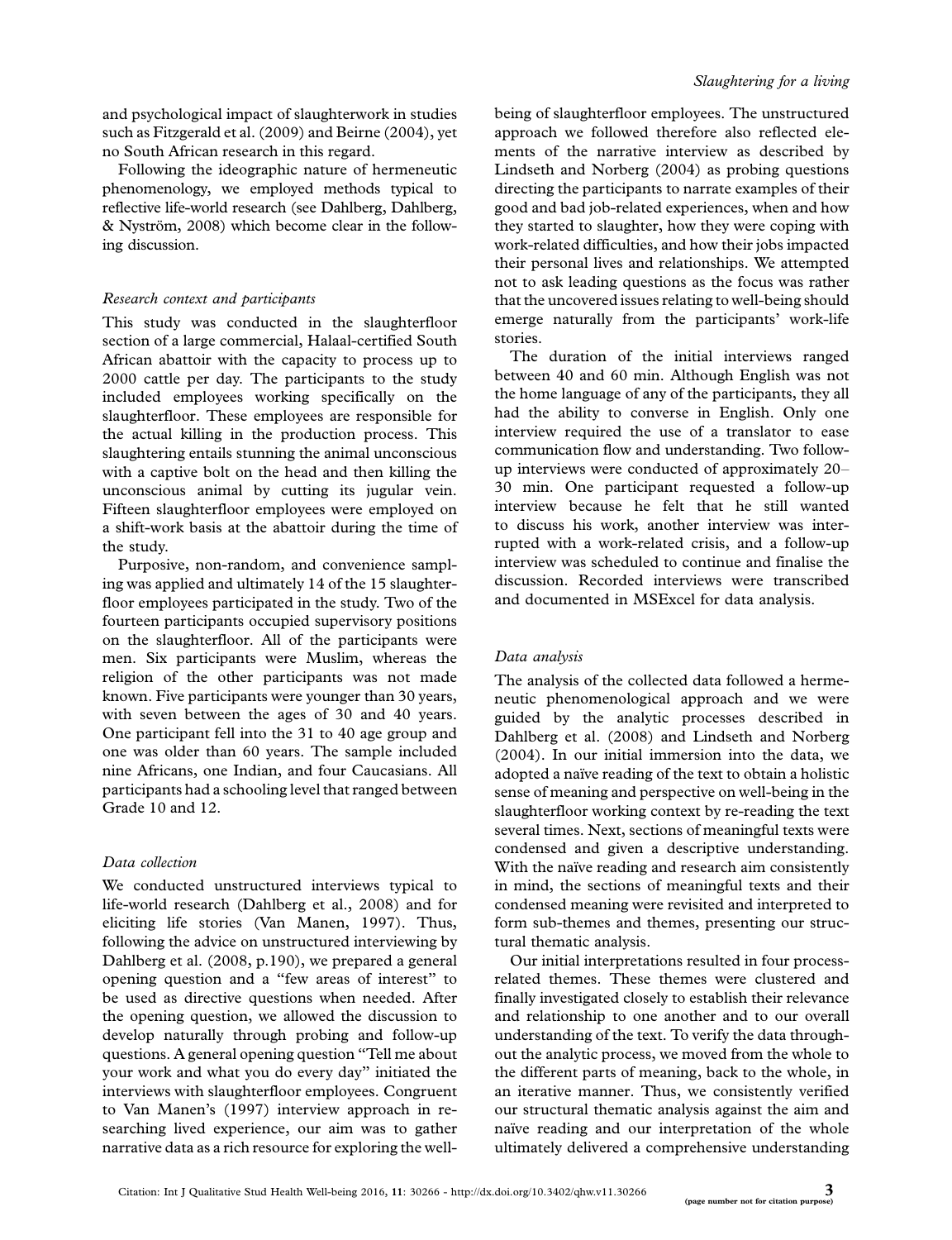and psychological impact of slaughterwork in studies such as Fitzgerald et al. (2009) and Beirne (2004), yet no South African research in this regard.

Following the ideographic nature of hermeneutic phenomenology, we employed methods typical to reflective life-world research (see Dahlberg, Dahlberg, & Nyström, 2008) which become clear in the following discussion.

*Research context and participants*

This study was conducted in the slaughterfloor section of a large commercial, Halaal-certified South African abattoir with the capacity to process up to 2000 cattle per day. The participants to the study included employees working specifically on the slaughterfloor. These employees are responsible for the actual killing in the production process. This slaughtering entails stunning the animal unconscious with a captive bolt on the head and then killing the unconscious animal by cutting its jugular vein. Fifteen slaughterfloor employees were employed on a shift-work basis at the abattoir during the time of the study.

Purposive, non-random, and convenience sampling was applied and ultimately 14 of the 15 slaughterfloor employees participated in the study. Two of the fourteen participants occupied supervisory positions on the slaughterfloor. All of the participants were men. Six participants were Muslim, whereas the religion of the other participants was not made known. Five participants were younger than 30 years, with seven between the ages of 30 and 40 years. One participant fell into the 31 to 40 age group and one was older than 60 years. The sample included nine Africans, one Indian, and four Caucasians. All participants had a schooling level that ranged between Grade 10 and 12.

*Data collection*

We conducted unstructured interviews typical to life-world research (Dahlberg et al., 2008) and for eliciting life stories (Van Manen, 1997). Thus, following the advice on unstructured interviewing by Dahlberg et al. (2008, p.190), we prepared a general opening question and a "few areas of interest" to be used as directive questions when needed. After the opening question, we allowed the discussion to develop naturally through probing and follow-up questions. A general opening question "Tell me about your work and what you do every day" initiated the interviews with slaughterfloor employees. Congruent to Van Manen's (1997) interview approach in researching lived experience, our aim was to gather narrative data as a rich resource for exploring the well-being of slaughterfloor employees. The unstructured approach we followed therefore also reflected elements of the narrative interview as described by Lindseth and Norberg (2004) as probing questions directing the participants to narrate examples of their good and bad job-related experiences, when and how they started to slaughter, how they were coping with work-related difficulties, and how their jobs impacted their personal lives and relationships. We attempted not to ask leading questions as the focus was rather that the uncovered issues relating to well-being should emerge naturally from the participants' work-life stories.

The duration of the initial interviews ranged between 40 and 60 min. Although English was not the home language of any of the participants, they all had the ability to converse in English. Only one interview required the use of a translator to ease communication flow and understanding. Two follow-up interviews were conducted of approximately 20–30 min. One participant requested a follow-up interview because he felt that he still wanted to discuss his work, another interview was interrupted with a work-related crisis, and a follow-up interview was scheduled to continue and finalise the discussion. Recorded interviews were transcribed and documented in MSExcel for data analysis.

*Data analysis*

The analysis of the collected data followed a hermeneutic phenomenological approach and we were guided by the analytic processes described in Dahlberg et al. (2008) and Lindseth and Norberg (2004). In our initial immersion into the data, we adopted a naïve reading of the text to obtain a holistic sense of meaning and perspective on well-being in the slaughterfloor working context by re-reading the text several times. Next, sections of meaningful texts were condensed and given a descriptive understanding. With the naïve reading and research aim consistently in mind, the sections of meaningful texts and their condensed meaning were revisited and interpreted to form sub-themes and themes, presenting our structural thematic analysis.

Our initial interpretations resulted in four process-related themes. These themes were clustered and finally investigated closely to establish their relevance and relationship to one another and to our overall understanding of the text. To verify the data throughout the analytic process, we moved from the whole to the different parts of meaning, back to the whole, in an iterative manner. Thus, we consistently verified our structural thematic analysis against the aim and naïve reading and our interpretation of the whole ultimately delivered a comprehensive understanding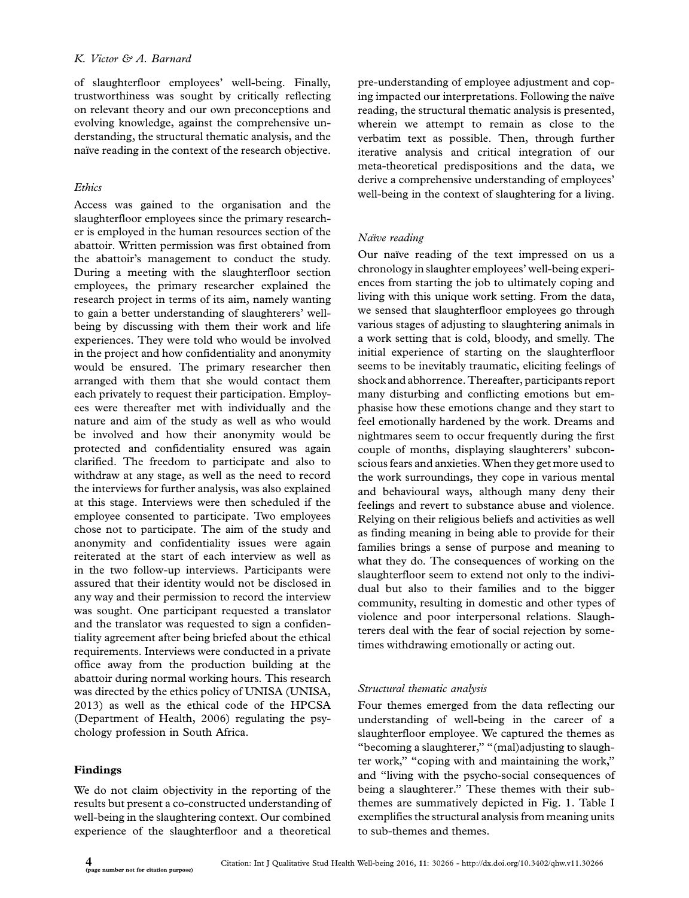of slaughterfloor employees' well-being. Finally, trustworthiness was sought by critically reflecting on relevant theory and our own preconceptions and evolving knowledge, against the comprehensive understanding, the structural thematic analysis, and the naïve reading in the context of the research objective.

### *Ethics*

Access was gained to the organisation and the slaughterfloor employees since the primary researcher is employed in the human resources section of the abattoir. Written permission was first obtained from the abattoir's management to conduct the study. During a meeting with the slaughterfloor section employees, the primary researcher explained the research project in terms of its aim, namely wanting to gain a better understanding of slaughterers' well-being by discussing with them their work and life experiences. They were told who would be involved in the project and how confidentiality and anonymity would be ensured. The primary researcher then arranged with them that she would contact them each privately to request their participation. Employees were thereafter met with individually and the nature and aim of the study as well as who would be involved and how their anonymity would be protected and confidentiality ensured was again clarified. The freedom to participate and also to withdraw at any stage, as well as the need to record the interviews for further analysis, was also explained at this stage. Interviews were then scheduled if the employee consented to participate. Two employees chose not to participate. The aim of the study and anonymity and confidentiality issues were again reiterated at the start of each interview as well as in the two follow-up interviews. Participants were assured that their identity would not be disclosed in any way and their permission to record the interview was sought. One participant requested a translator and the translator was requested to sign a confidentiality agreement after being briefed about the ethical requirements. Interviews were conducted in a private office away from the production building at the abattoir during normal working hours. This research was directed by the ethics policy of UNISA (UNISA, 2013) as well as the ethical code of the HPCSA (Department of Health, 2006) regulating the psychology profession in South Africa.

## Findings

We do not claim objectivity in the reporting of the results but present a co-constructed understanding of well-being in the slaughtering context. Our combined experience of the slaughterfloor and a theoretical pre-understanding of employee adjustment and coping impacted our interpretations. Following the naïve reading, the structural thematic analysis is presented, wherein we attempt to remain as close to the verbatim text as possible. Then, through further iterative analysis and critical integration of our meta-theoretical predispositions and the data, we derive a comprehensive understanding of employees' well-being in the context of slaughtering for a living.

### *Naïve reading*

Our naïve reading of the text impressed on us a chronology in slaughter employees' well-being experiences from starting the job to ultimately coping and living with this unique work setting. From the data, we sensed that slaughterfloor employees go through various stages of adjusting to slaughtering animals in a work setting that is cold, bloody, and smelly. The initial experience of starting on the slaughterfloor seems to be inevitably traumatic, eliciting feelings of shock and abhorrence. Thereafter, participants report many disturbing and conflicting emotions but emphasise how these emotions change and they start to feel emotionally hardened by the work. Dreams and nightmares seem to occur frequently during the first couple of months, displaying slaughterers' subconscious fears and anxieties. When they get more used to the work surroundings, they cope in various mental and behavioural ways, although many deny their feelings and revert to substance abuse and violence. Relying on their religious beliefs and activities as well as finding meaning in being able to provide for their families brings a sense of purpose and meaning to what they do. The consequences of working on the slaughterfloor seem to extend not only to the individual but also to their families and to the bigger community, resulting in domestic and other types of violence and poor interpersonal relations. Slaughterers deal with the fear of social rejection by sometimes withdrawing emotionally or acting out.

### *Structural thematic analysis*

Four themes emerged from the data reflecting our understanding of well-being in the career of a slaughterfloor employee. We captured the themes as "becoming a slaughterer," "(mal)adjusting to slaughter work," "coping with and maintaining the work," and "living with the psycho-social consequences of being a slaughterer." These themes with their sub-themes are summatively depicted in Fig. 1. Table I exemplifies the structural analysis from meaning units to sub-themes and themes.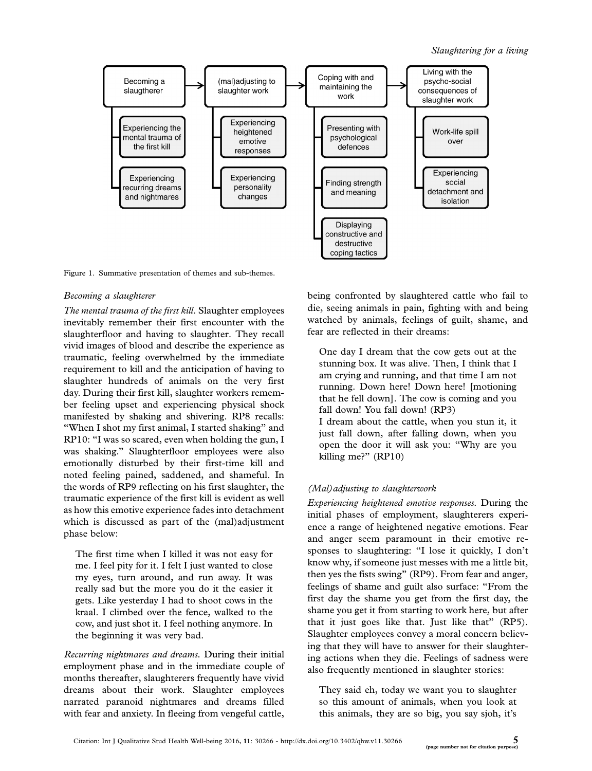Becoming a slaughterer

(mal)adjusting to slaughter work

Coping with and maintaining the work

Living with the psycho-social consequences of slaughter work

Experiencing the mental trauma of the first kill

Experiencing recurring dreams and nightmares

Experiencing heightened emotive responses

Experiencing personality changes

Presenting with psychological defences

Finding strength and meaning

Displaying constructive and destructive coping tactics

Work-life spill over

Experiencing social detachment and isolation

Figure 1. Summative presentation of themes and sub-themes.

*Becoming a slaughterer*

*The mental trauma of the first kill*. Slaughter employees inevitably remember their first encounter with the slaughterfloor and having to slaughter. They recall vivid images of blood and describe the experience as traumatic, feeling overwhelmed by the immediate requirement to kill and the anticipation of having to slaughter hundreds of animals on the very first day. During their first kill, slaughter workers remember feeling upset and experiencing physical shock manifested by shaking and shivering. RP8 recalls: "When I shot my first animal, I started shaking" and RP10: "I was so scared, even when holding the gun, I was shaking." Slaughterfloor employees were also emotionally disturbed by their first-time kill and noted feeling pained, saddened, and shameful. In the words of RP9 reflecting on his first slaughter, the traumatic experience of the first kill is evident as well as how this emotive experience fades into detachment which is discussed as part of the (mal)adjustment phase below:

> The first time when I killed it was not easy for me. I feel pity for it. I felt I just wanted to close my eyes, turn around, and run away. It was really sad but the more you do it the easier it gets. Like yesterday I had to shoot cows in the kraal. I climbed over the fence, walked to the cow, and just shot it. I feel nothing anymore. In the beginning it was very bad.

*Recurring nightmares and dreams.* During their initial employment phase and in the immediate couple of months thereafter, slaughterers frequently have vivid dreams about their work. Slaughter employees narrated paranoid nightmares and dreams filled with fear and anxiety. In fleeing from vengeful cattle, being confronted by slaughtered cattle who fail to die, seeing animals in pain, fighting with and being watched by animals, feelings of guilt, shame, and fear are reflected in their dreams:

> One day I dream that the cow gets out at the stunning box. It was alive. Then, I think that I am crying and running, and that time I am not running. Down here! Down here! [motioning that he fell down]. The cow is coming and you fall down! You fall down! (RP3)
>
> I dream about the cattle, when you stun it, it just fall down, after falling down, when you open the door it will ask you: "Why are you killing me?" (RP10)

*(Mal)adjusting to slaughterwork*

*Experiencing heightened emotive responses.* During the initial phases of employment, slaughterers experience a range of heightened negative emotions. Fear and anger seem paramount in their emotive responses to slaughtering: "I lose it quickly, I don't know why, if someone just messes with me a little bit, then yes the fists swing" (RP9). From fear and anger, feelings of shame and guilt also surface: "From the first day the shame you get from the first day, the shame you get it from starting to work here, but after that it just goes like that. Just like that" (RP5). Slaughter employees convey a moral concern believing that they will have to answer for their slaughtering actions when they die. Feelings of sadness were also frequently mentioned in slaughter stories:

> They said eh, today we want you to slaughter so this amount of animals, when you look at this animals, they are so big, you say sjoh, it's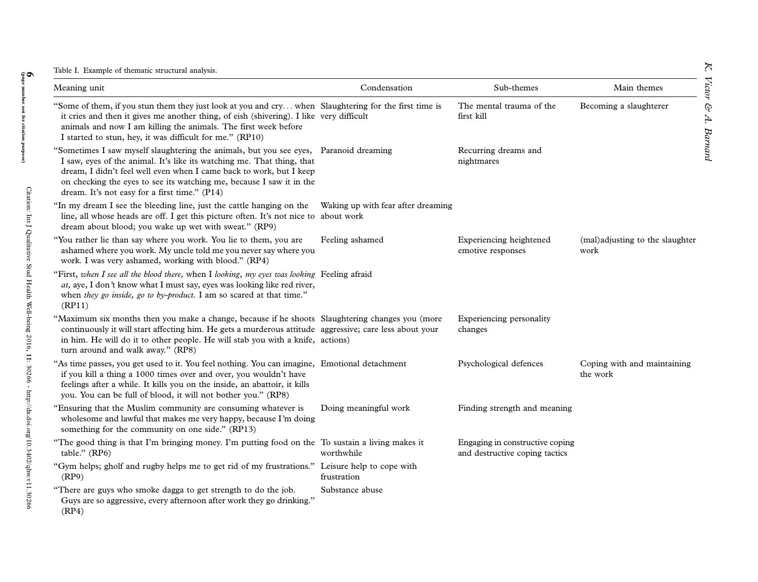Table I. Example of thematic structural analysis.

| Meaning unit | Condensation | Sub-themes | Main themes |
|---|---|---|---|
| "Some of them, if you stun them they just look at you and cry... when it cries and then it gives me another thing, of eish (shivering). I like animals and now I am killing the animals. The first week before I started to stun, hey, it was difficult for me." (RP10) | Slaughtering for the first time is very difficult | The mental trauma of the first kill | Becoming a slaughterer |
| "Sometimes I saw myself slaughtering the animals, but you see eyes, I saw, eyes of the animal. It's like its watching me. That thing, that dream, I didn't feel well even when I came back to work, but I keep on checking the eyes to see its watching me, because I saw it in the dream. It's not easy for a first time." (P14) | Paranoid dreaming | Recurring dreams and nightmares | |
| "In my dream I see the bleeding line, just the cattle hanging on the line, all whose heads are off. I get this picture often. It's not nice to dream about blood; you wake up wet with sweat." (RP9) | Waking up with fear after dreaming about work | | |
| "You rather lie than say where you work. You lie to them, you are ashamed where you work. My uncle told me you never say where you work. I was very ashamed, working with blood." (RP4) | Feeling ashamed | Experiencing heightened emotive responses | (mal)adjusting to the slaughter work |
| "First, *when I see all the blood there,* when I *looking, my eyes was looking at,* aye, I don't know what I must say, eyes was looking like red river, when *they go inside, go to by-product.* I am so scared at that time." (RP11) | Feeling afraid | | |
| "Maximum six months then you make a change, because if he shoots continuously it will start affecting him. He gets a murderous attitude in him. He will do it to other people. He will stab you with a knife, turn around and walk away." (RP8) | Slaughtering changes you (more aggressive; care less about your actions) | Experiencing personality changes | |
| "As time passes, you get used to it. You feel nothing. You can imagine, if you kill a thing a 1000 times over and over, you wouldn't have feelings after a while. It kills you on the inside, an abattoir, it kills you. You can be full of blood, it will not bother you." (RP8) | Emotional detachment | Psychological defences | Coping with and maintaining the work |
| "Ensuring that the Muslim community are consuming whatever is wholesome and lawful that makes me very happy, because I'm doing something for the community on one side." (RP13) | Doing meaningful work | Finding strength and meaning | |
| "The good thing is that I'm bringing money. I'm putting food on the table." (RP6) | To sustain a living makes it worthwhile | Engaging in constructive coping and destructive coping tactics | |
| "Gym helps; gholf and rugby helps me to get rid of my frustrations." (RP9) | Leisure help to cope with frustration | | |
| "There are guys who smoke dagga to get strength to do the job. Guys are so aggressive, every afternoon after work they go drinking." (RP4) | Substance abuse | | |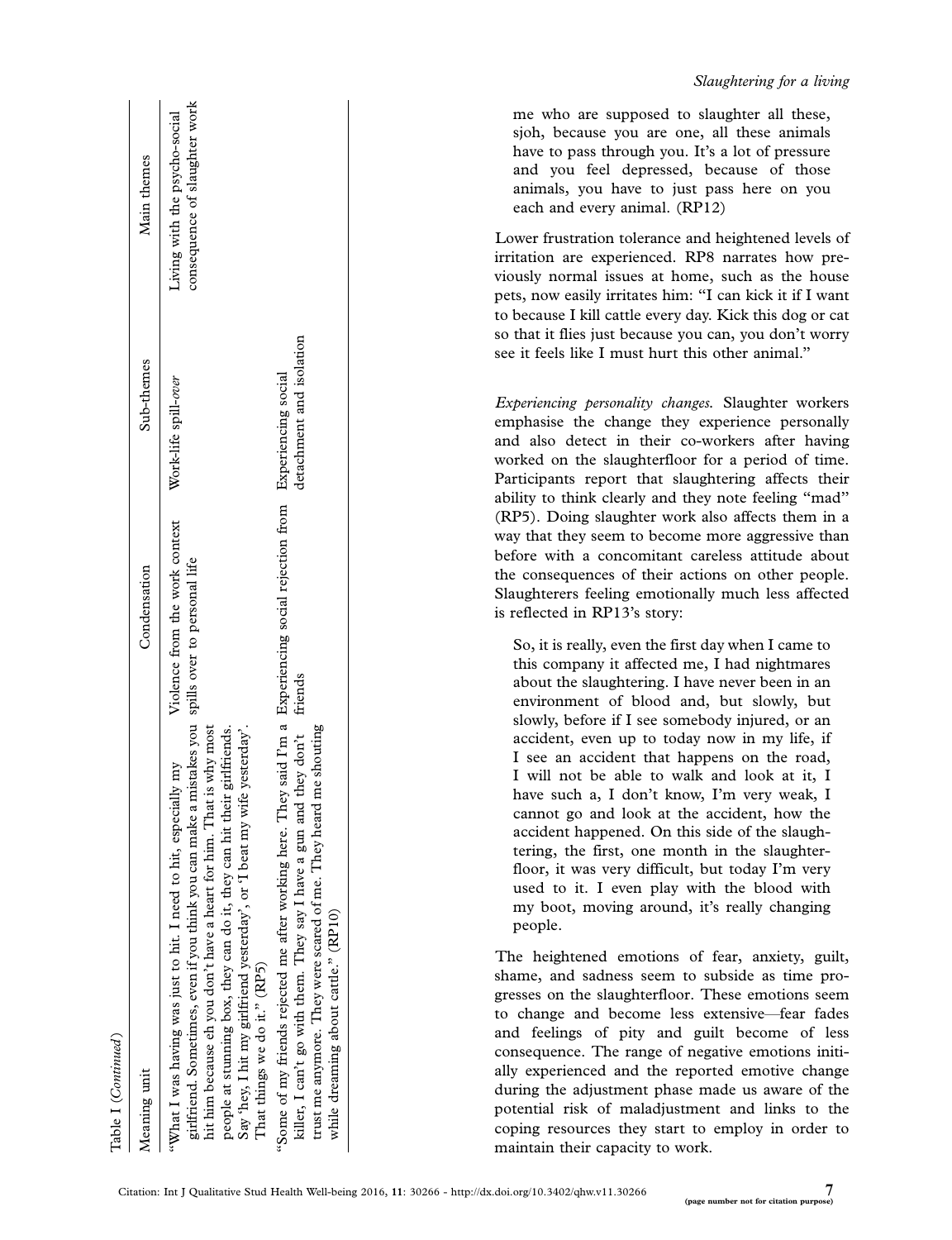Table I (*Continued*)

| Meaning unit | Condensation | Sub-themes | Main themes |
| --- | --- | --- | --- |
| "What I was having was just to hit. I need to hit, especially my girlfriend. Sometimes, even if you think you can make a mistakes you hit him because eh you don't have a heart for him. That is why most people at stunning box, they can do it, they can hit their girlfriends. Say 'hey, I hit my girlfriend yesterday', or 'I beat my wife yesterday'. That things we do it." (RP5) | Violence from the work context spills over to personal life | Work-life spill-*over* | Living with the psycho-social consequence of slaughter work |
| "Some of my friends rejected me after working here. They said I'm a killer, I can't go with them. They say I have a gun and they don't trust me anymore. They were scared of me. They heard me shouting while dreaming about cattle." (RP10) | Experiencing social rejection from friends | Experiencing social detachment and isolation | |

> me who are supposed to slaughter all these, sjoh, because you are one, all these animals have to pass through you. It's a lot of pressure and you feel depressed, because of those animals, you have to just pass here on you each and every animal. (RP12)

Lower frustration tolerance and heightened levels of irritation are experienced. RP8 narrates how previously normal issues at home, such as the house pets, now easily irritates him: "I can kick it if I want to because I kill cattle every day. Kick this dog or cat so that it flies just because you can, you don't worry see it feels like I must hurt this other animal."

*Experiencing personality changes.* Slaughter workers emphasise the change they experience personally and also detect in their co-workers after having worked on the slaughterfloor for a period of time. Participants report that slaughtering affects their ability to think clearly and they note feeling "mad" (RP5). Doing slaughter work also affects them in a way that they seem to become more aggressive than before with a concomitant careless attitude about the consequences of their actions on other people. Slaughterers feeling emotionally much less affected is reflected in RP13's story:

> So, it is really, even the first day when I came to this company it affected me, I had nightmares about the slaughtering. I have never been in an environment of blood and, but slowly, but slowly, before if I see somebody injured, or an accident, even up to today now in my life, if I see an accident that happens on the road, I will not be able to walk and look at it, I have such a, I don't know, I'm very weak, I cannot go and look at the accident, how the accident happened. On this side of the slaughtering, the first, one month in the slaughterfloor, it was very difficult, but today I'm very used to it. I even play with the blood with my boot, moving around, it's really changing people.

The heightened emotions of fear, anxiety, guilt, shame, and sadness seem to subside as time progresses on the slaughterfloor. These emotions seem to change and become less extensive—fear fades and feelings of pity and guilt become of less consequence. The range of negative emotions initially experienced and the reported emotive change during the adjustment phase made us aware of the potential risk of maladjustment and links to the coping resources they start to employ in order to maintain their capacity to work.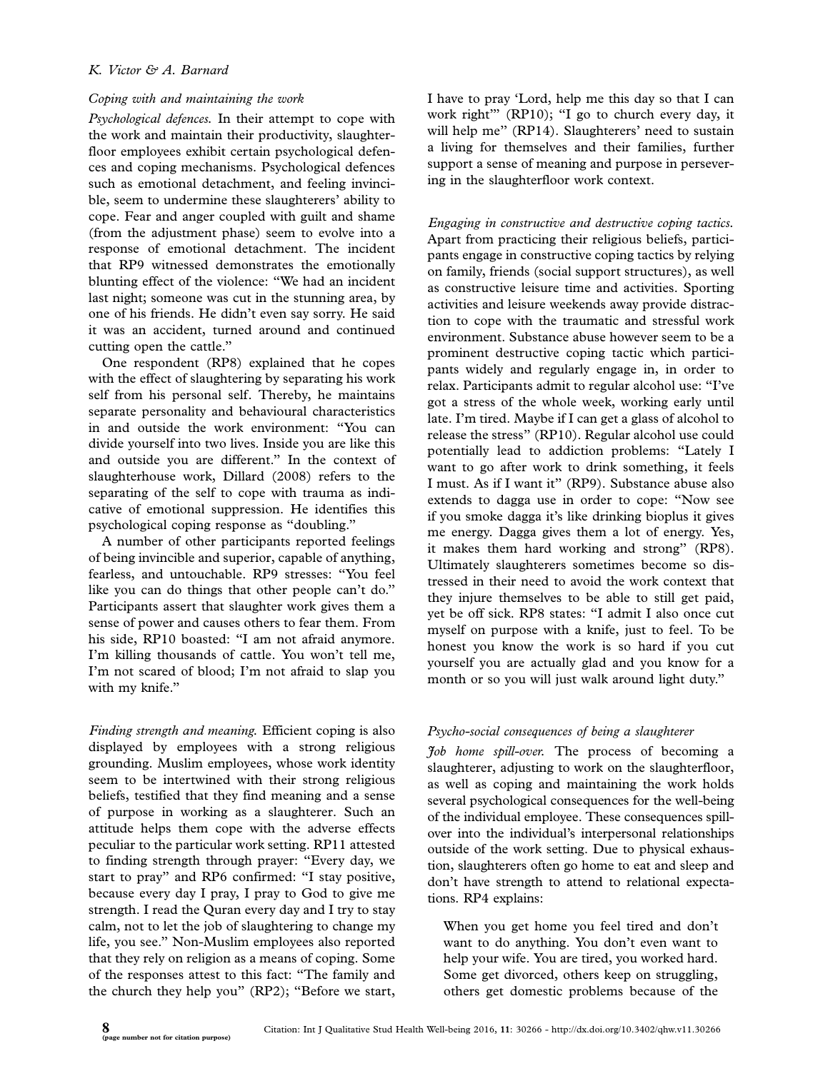### *Coping with and maintaining the work*

*Psychological defences.* In their attempt to cope with the work and maintain their productivity, slaughterfloor employees exhibit certain psychological defences and coping mechanisms. Psychological defences such as emotional detachment, and feeling invincible, seem to undermine these slaughterers' ability to cope. Fear and anger coupled with guilt and shame (from the adjustment phase) seem to evolve into a response of emotional detachment. The incident that RP9 witnessed demonstrates the emotionally blunting effect of the violence: "We had an incident last night; someone was cut in the stunning area, by one of his friends. He didn't even say sorry. He said it was an accident, turned around and continued cutting open the cattle."

One respondent (RP8) explained that he copes with the effect of slaughtering by separating his work self from his personal self. Thereby, he maintains separate personality and behavioural characteristics in and outside the work environment: "You can divide yourself into two lives. Inside you are like this and outside you are different." In the context of slaughterhouse work, Dillard (2008) refers to the separating of the self to cope with trauma as indicative of emotional suppression. He identifies this psychological coping response as "doubling."

A number of other participants reported feelings of being invincible and superior, capable of anything, fearless, and untouchable. RP9 stresses: "You feel like you can do things that other people can't do." Participants assert that slaughter work gives them a sense of power and causes others to fear them. From his side, RP10 boasted: "I am not afraid anymore. I'm killing thousands of cattle. You won't tell me, I'm not scared of blood; I'm not afraid to slap you with my knife."

*Finding strength and meaning.* Efficient coping is also displayed by employees with a strong religious grounding. Muslim employees, whose work identity seem to be intertwined with their strong religious beliefs, testified that they find meaning and a sense of purpose in working as a slaughterer. Such an attitude helps them cope with the adverse effects peculiar to the particular work setting. RP11 attested to finding strength through prayer: "Every day, we start to pray" and RP6 confirmed: "I stay positive, because every day I pray, I pray to God to give me strength. I read the Quran every day and I try to stay calm, not to let the job of slaughtering to change my life, you see." Non-Muslim employees also reported that they rely on religion as a means of coping. Some of the responses attest to this fact: "The family and the church they help you" (RP2); "Before we start, I have to pray 'Lord, help me this day so that I can work right'" (RP10); "I go to church every day, it will help me" (RP14). Slaughterers' need to sustain a living for themselves and their families, further support a sense of meaning and purpose in persevering in the slaughterfloor work context.

*Engaging in constructive and destructive coping tactics.* Apart from practicing their religious beliefs, participants engage in constructive coping tactics by relying on family, friends (social support structures), as well as constructive leisure time and activities. Sporting activities and leisure weekends away provide distraction to cope with the traumatic and stressful work environment. Substance abuse however seem to be a prominent destructive coping tactic which participants widely and regularly engage in, in order to relax. Participants admit to regular alcohol use: "I've got a stress of the whole week, working early until late. I'm tired. Maybe if I can get a glass of alcohol to release the stress" (RP10). Regular alcohol use could potentially lead to addiction problems: "Lately I want to go after work to drink something, it feels I must. As if I want it" (RP9). Substance abuse also extends to dagga use in order to cope: "Now see if you smoke dagga it's like drinking bioplus it gives me energy. Dagga gives them a lot of energy. Yes, it makes them hard working and strong" (RP8). Ultimately slaughterers sometimes become so distressed in their need to avoid the work context that they injure themselves to be able to still get paid, yet be off sick. RP8 states: "I admit I also once cut myself on purpose with a knife, just to feel. To be honest you know the work is so hard if you cut yourself you are actually glad and you know for a month or so you will just walk around light duty."

### *Psycho-social consequences of being a slaughterer*

*Job home spill-over.* The process of becoming a slaughterer, adjusting to work on the slaughterfloor, as well as coping and maintaining the work holds several psychological consequences for the well-being of the individual employee. These consequences spill-over into the individual's interpersonal relationships outside of the work setting. Due to physical exhaustion, slaughterers often go home to eat and sleep and don't have strength to attend to relational expectations. RP4 explains:

> When you get home you feel tired and don't want to do anything. You don't even want to help your wife. You are tired, you worked hard. Some get divorced, others keep on struggling, others get domestic problems because of the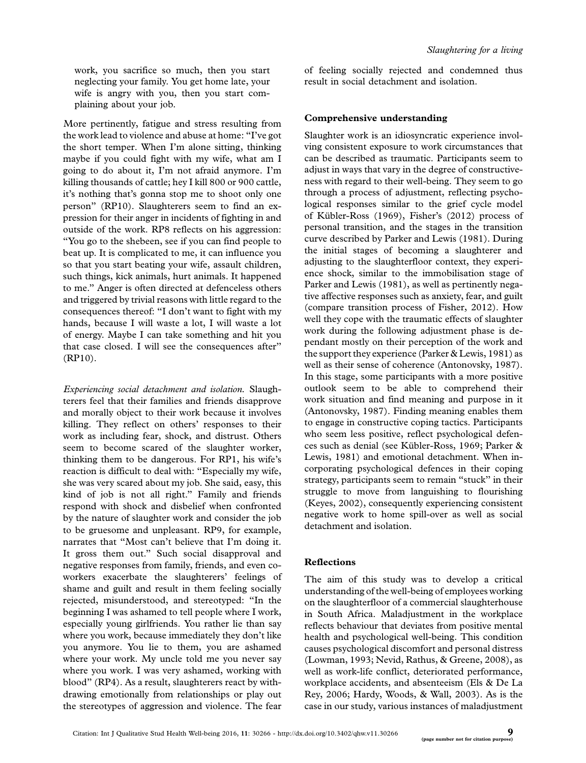work, you sacrifice so much, then you start neglecting your family. You get home late, your wife is angry with you, then you start complaining about your job.

More pertinently, fatigue and stress resulting from the work lead to violence and abuse at home: "I've got the short temper. When I'm alone sitting, thinking maybe if you could fight with my wife, what am I going to do about it, I'm not afraid anymore. I'm killing thousands of cattle; hey I kill 800 or 900 cattle, it's nothing that's gonna stop me to shoot only one person" (RP10). Slaughterers seem to find an expression for their anger in incidents of fighting in and outside of the work. RP8 reflects on his aggression: "You go to the shebeen, see if you can find people to beat up. It is complicated to me, it can influence you so that you start beating your wife, assault children, such things, kick animals, hurt animals. It happened to me." Anger is often directed at defenceless others and triggered by trivial reasons with little regard to the consequences thereof: "I don't want to fight with my hands, because I will waste a lot, I will waste a lot of energy. Maybe I can take something and hit you that case closed. I will see the consequences after" (RP10).

*Experiencing social detachment and isolation.* Slaughterers feel that their families and friends disapprove and morally object to their work because it involves killing. They reflect on others' responses to their work as including fear, shock, and distrust. Others seem to become scared of the slaughter worker, thinking them to be dangerous. For RP1, his wife's reaction is difficult to deal with: "Especially my wife, she was very scared about my job. She said, easy, this kind of job is not all right." Family and friends respond with shock and disbelief when confronted by the nature of slaughter work and consider the job to be gruesome and unpleasant. RP9, for example, narrates that "Most can't believe that I'm doing it. It gross them out." Such social disapproval and negative responses from family, friends, and even co-workers exacerbate the slaughterers' feelings of shame and guilt and result in them feeling socially rejected, misunderstood, and stereotyped: "In the beginning I was ashamed to tell people where I work, especially young girlfriends. You rather lie than say where you work, because immediately they don't like you anymore. You lie to them, you are ashamed where your work. My uncle told me you never say where you work. I was very ashamed, working with blood" (RP4). As a result, slaughterers react by withdrawing emotionally from relationships or play out the stereotypes of aggression and violence. The fear of feeling socially rejected and condemned thus result in social detachment and isolation.

### Comprehensive understanding

Slaughter work is an idiosyncratic experience involving consistent exposure to work circumstances that can be described as traumatic. Participants seem to adjust in ways that vary in the degree of constructiveness with regard to their well-being. They seem to go through a process of adjustment, reflecting psychological responses similar to the grief cycle model of Kübler-Ross (1969), Fisher's (2012) process of personal transition, and the stages in the transition curve described by Parker and Lewis (1981). During the initial stages of becoming a slaughterer and adjusting to the slaughterfloor context, they experience shock, similar to the immobilisation stage of Parker and Lewis (1981), as well as pertinently negative affective responses such as anxiety, fear, and guilt (compare transition process of Fisher, 2012). How well they cope with the traumatic effects of slaughter work during the following adjustment phase is dependant mostly on their perception of the work and the support they experience (Parker & Lewis, 1981) as well as their sense of coherence (Antonovsky, 1987). In this stage, some participants with a more positive outlook seem to be able to comprehend their work situation and find meaning and purpose in it (Antonovsky, 1987). Finding meaning enables them to engage in constructive coping tactics. Participants who seem less positive, reflect psychological defences such as denial (see Kübler-Ross, 1969; Parker & Lewis, 1981) and emotional detachment. When incorporating psychological defences in their coping strategy, participants seem to remain "stuck" in their struggle to move from languishing to flourishing (Keyes, 2002), consequently experiencing consistent negative work to home spill-over as well as social detachment and isolation.

## Reflections

The aim of this study was to develop a critical understanding of the well-being of employees working on the slaughterfloor of a commercial slaughterhouse in South Africa. Maladjustment in the workplace reflects behaviour that deviates from positive mental health and psychological well-being. This condition causes psychological discomfort and personal distress (Lowman, 1993; Nevid, Rathus, & Greene, 2008), as well as work-life conflict, deteriorated performance, workplace accidents, and absenteeism (Els & De La Rey, 2006; Hardy, Woods, & Wall, 2003). As is the case in our study, various instances of maladjustment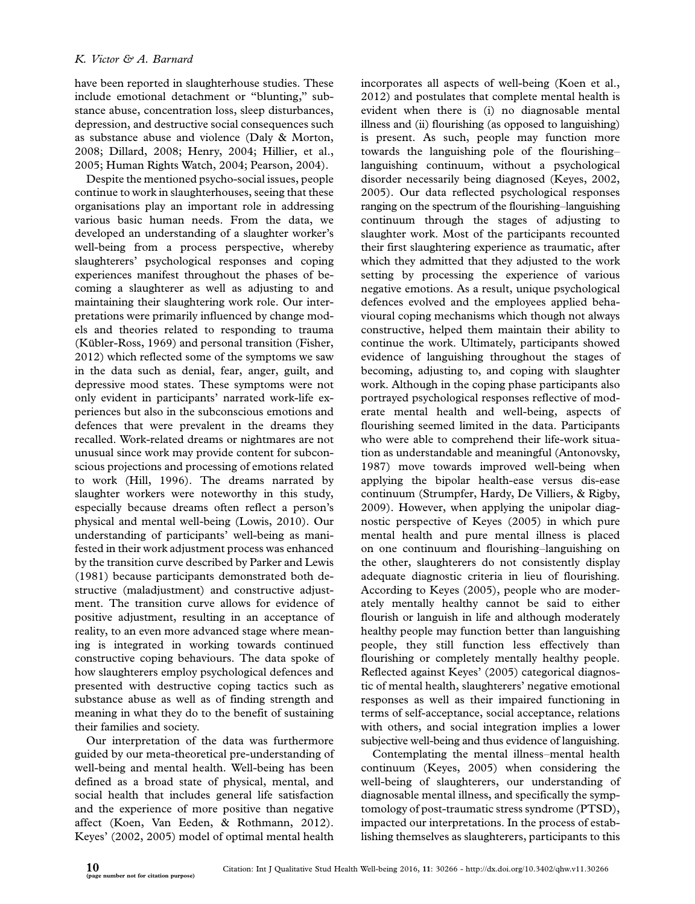have been reported in slaughterhouse studies. These include emotional detachment or "blunting," substance abuse, concentration loss, sleep disturbances, depression, and destructive social consequences such as substance abuse and violence (Daly & Morton, 2008; Dillard, 2008; Henry, 2004; Hillier, et al., 2005; Human Rights Watch, 2004; Pearson, 2004).

Despite the mentioned psycho-social issues, people continue to work in slaughterhouses, seeing that these organisations play an important role in addressing various basic human needs. From the data, we developed an understanding of a slaughter worker's well-being from a process perspective, whereby slaughterers' psychological responses and coping experiences manifest throughout the phases of becoming a slaughterer as well as adjusting to and maintaining their slaughtering work role. Our interpretations were primarily influenced by change models and theories related to responding to trauma (Kübler-Ross, 1969) and personal transition (Fisher, 2012) which reflected some of the symptoms we saw in the data such as denial, fear, anger, guilt, and depressive mood states. These symptoms were not only evident in participants' narrated work-life experiences but also in the subconscious emotions and defences that were prevalent in the dreams they recalled. Work-related dreams or nightmares are not unusual since work may provide content for subconscious projections and processing of emotions related to work (Hill, 1996). The dreams narrated by slaughter workers were noteworthy in this study, especially because dreams often reflect a person's physical and mental well-being (Lowis, 2010). Our understanding of participants' well-being as manifested in their work adjustment process was enhanced by the transition curve described by Parker and Lewis (1981) because participants demonstrated both destructive (maladjustment) and constructive adjustment. The transition curve allows for evidence of positive adjustment, resulting in an acceptance of reality, to an even more advanced stage where meaning is integrated in working towards continued constructive coping behaviours. The data spoke of how slaughterers employ psychological defences and presented with destructive coping tactics such as substance abuse as well as of finding strength and meaning in what they do to the benefit of sustaining their families and society.

Our interpretation of the data was furthermore guided by our meta-theoretical pre-understanding of well-being and mental health. Well-being has been defined as a broad state of physical, mental, and social health that includes general life satisfaction and the experience of more positive than negative affect (Koen, Van Eeden, & Rothmann, 2012). Keyes' (2002, 2005) model of optimal mental health incorporates all aspects of well-being (Koen et al., 2012) and postulates that complete mental health is evident when there is (i) no diagnosable mental illness and (ii) flourishing (as opposed to languishing) is present. As such, people may function more towards the languishing pole of the flourishing–languishing continuum, without a psychological disorder necessarily being diagnosed (Keyes, 2002, 2005). Our data reflected psychological responses ranging on the spectrum of the flourishing–languishing continuum through the stages of adjusting to slaughter work. Most of the participants recounted their first slaughtering experience as traumatic, after which they admitted that they adjusted to the work setting by processing the experience of various negative emotions. As a result, unique psychological defences evolved and the employees applied behavioural coping mechanisms which though not always constructive, helped them maintain their ability to continue the work. Ultimately, participants showed evidence of languishing throughout the stages of becoming, adjusting to, and coping with slaughter work. Although in the coping phase participants also portrayed psychological responses reflective of moderate mental health and well-being, aspects of flourishing seemed limited in the data. Participants who were able to comprehend their life-work situation as understandable and meaningful (Antonovsky, 1987) move towards improved well-being when applying the bipolar health-ease versus dis-ease continuum (Strumpfer, Hardy, De Villiers, & Rigby, 2009). However, when applying the unipolar diagnostic perspective of Keyes (2005) in which pure mental health and pure mental illness is placed on one continuum and flourishing–languishing on the other, slaughterers do not consistently display adequate diagnostic criteria in lieu of flourishing. According to Keyes (2005), people who are moderately mentally healthy cannot be said to either flourish or languish in life and although moderately healthy people may function better than languishing people, they still function less effectively than flourishing or completely mentally healthy people. Reflected against Keyes' (2005) categorical diagnostic of mental health, slaughterers' negative emotional responses as well as their impaired functioning in terms of self-acceptance, social acceptance, relations with others, and social integration implies a lower subjective well-being and thus evidence of languishing.

Contemplating the mental illness–mental health continuum (Keyes, 2005) when considering the well-being of slaughterers, our understanding of diagnosable mental illness, and specifically the symptomology of post-traumatic stress syndrome (PTSD), impacted our interpretations. In the process of establishing themselves as slaughterers, participants to this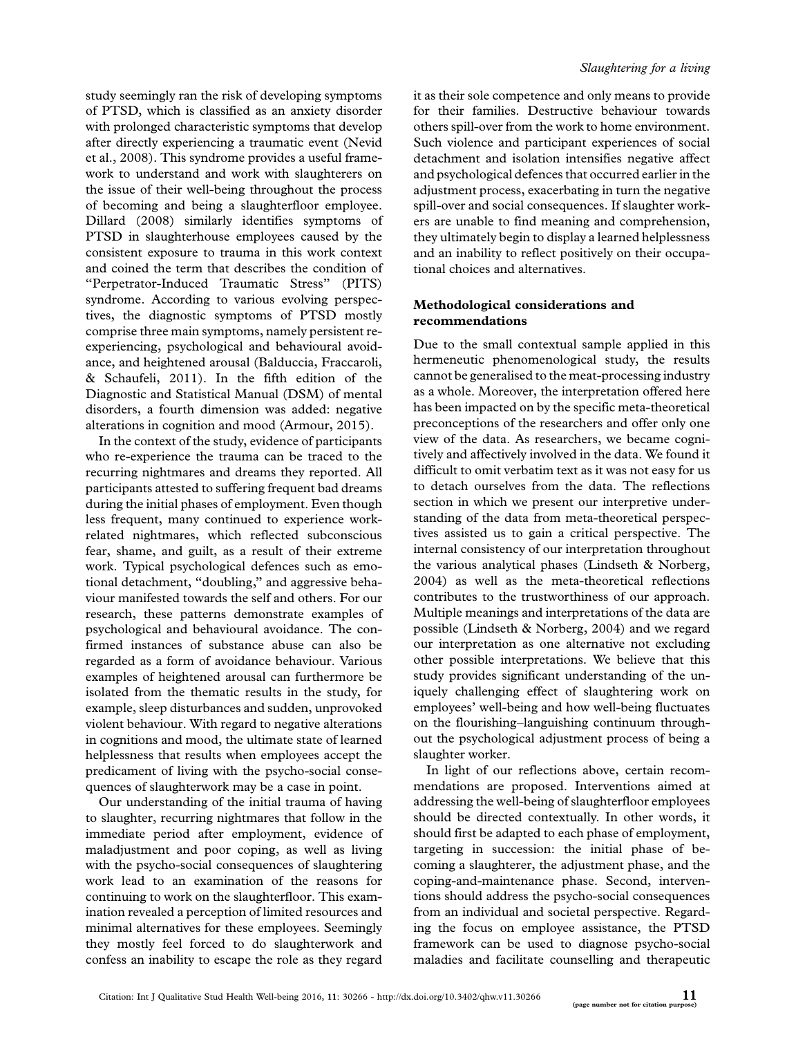study seemingly ran the risk of developing symptoms of PTSD, which is classified as an anxiety disorder with prolonged characteristic symptoms that develop after directly experiencing a traumatic event (Nevid et al., 2008). This syndrome provides a useful framework to understand and work with slaughterers on the issue of their well-being throughout the process of becoming and being a slaughterfloor employee. Dillard (2008) similarly identifies symptoms of PTSD in slaughterhouse employees caused by the consistent exposure to trauma in this work context and coined the term that describes the condition of "Perpetrator-Induced Traumatic Stress" (PITS) syndrome. According to various evolving perspectives, the diagnostic symptoms of PTSD mostly comprise three main symptoms, namely persistent re-experiencing, psychological and behavioural avoidance, and heightened arousal (Balduccia, Fraccaroli, & Schaufeli, 2011). In the fifth edition of the Diagnostic and Statistical Manual (DSM) of mental disorders, a fourth dimension was added: negative alterations in cognition and mood (Armour, 2015).

In the context of the study, evidence of participants who re-experience the trauma can be traced to the recurring nightmares and dreams they reported. All participants attested to suffering frequent bad dreams during the initial phases of employment. Even though less frequent, many continued to experience work-related nightmares, which reflected subconscious fear, shame, and guilt, as a result of their extreme work. Typical psychological defences such as emotional detachment, "doubling," and aggressive behaviour manifested towards the self and others. For our research, these patterns demonstrate examples of psychological and behavioural avoidance. The confirmed instances of substance abuse can also be regarded as a form of avoidance behaviour. Various examples of heightened arousal can furthermore be isolated from the thematic results in the study, for example, sleep disturbances and sudden, unprovoked violent behaviour. With regard to negative alterations in cognitions and mood, the ultimate state of learned helplessness that results when employees accept the predicament of living with the psycho-social consequences of slaughterwork may be a case in point.

Our understanding of the initial trauma of having to slaughter, recurring nightmares that follow in the immediate period after employment, evidence of maladjustment and poor coping, as well as living with the psycho-social consequences of slaughtering work lead to an examination of the reasons for continuing to work on the slaughterfloor. This examination revealed a perception of limited resources and minimal alternatives for these employees. Seemingly they mostly feel forced to do slaughterwork and confess an inability to escape the role as they regard it as their sole competence and only means to provide for their families. Destructive behaviour towards others spill-over from the work to home environment. Such violence and participant experiences of social detachment and isolation intensifies negative affect and psychological defences that occurred earlier in the adjustment process, exacerbating in turn the negative spill-over and social consequences. If slaughter workers are unable to find meaning and comprehension, they ultimately begin to display a learned helplessness and an inability to reflect positively on their occupational choices and alternatives.

## Methodological considerations and recommendations

Due to the small contextual sample applied in this hermeneutic phenomenological study, the results cannot be generalised to the meat-processing industry as a whole. Moreover, the interpretation offered here has been impacted on by the specific meta-theoretical preconceptions of the researchers and offer only one view of the data. As researchers, we became cognitively and affectively involved in the data. We found it difficult to omit verbatim text as it was not easy for us to detach ourselves from the data. The reflections section in which we present our interpretive understanding of the data from meta-theoretical perspectives assisted us to gain a critical perspective. The internal consistency of our interpretation throughout the various analytical phases (Lindseth & Norberg, 2004) as well as the meta-theoretical reflections contributes to the trustworthiness of our approach. Multiple meanings and interpretations of the data are possible (Lindseth & Norberg, 2004) and we regard our interpretation as one alternative not excluding other possible interpretations. We believe that this study provides significant understanding of the uniquely challenging effect of slaughtering work on employees' well-being and how well-being fluctuates on the flourishing–languishing continuum throughout the psychological adjustment process of being a slaughter worker.

In light of our reflections above, certain recommendations are proposed. Interventions aimed at addressing the well-being of slaughterfloor employees should be directed contextually. In other words, it should first be adapted to each phase of employment, targeting in succession: the initial phase of becoming a slaughterer, the adjustment phase, and the coping-and-maintenance phase. Second, interventions should address the psycho-social consequences from an individual and societal perspective. Regarding the focus on employee assistance, the PTSD framework can be used to diagnose psycho-social maladies and facilitate counselling and therapeutic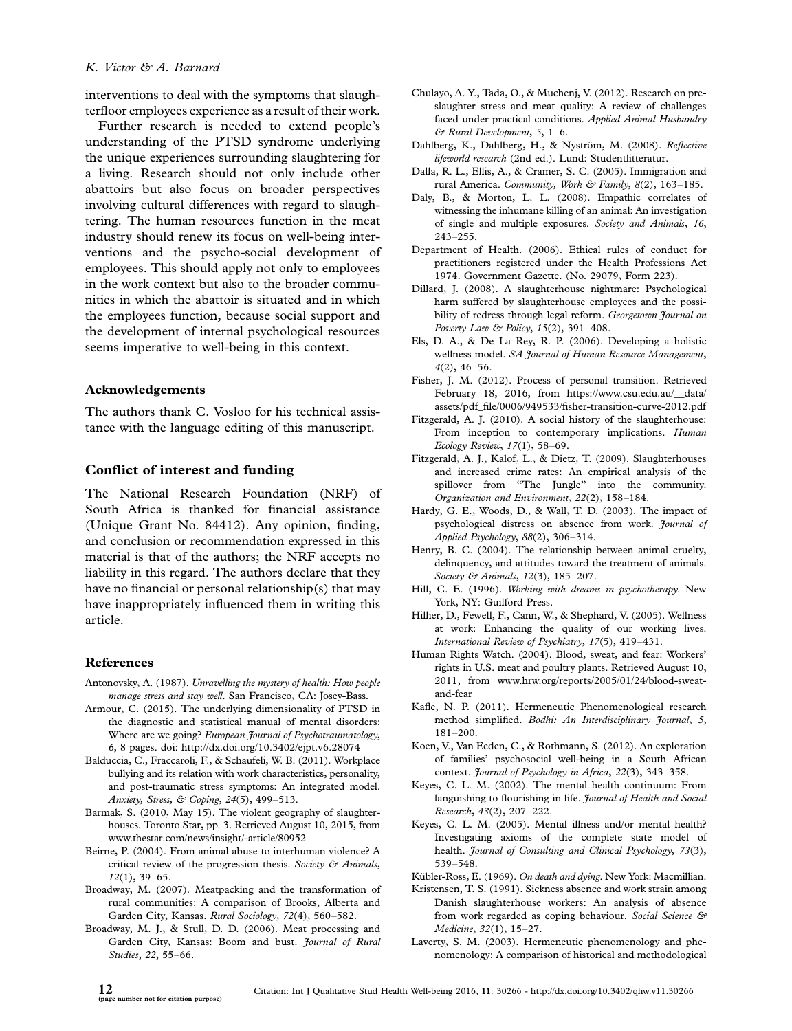interventions to deal with the symptoms that slaughterfloor employees experience as a result of their work.

Further research is needed to extend people's understanding of the PTSD syndrome underlying the unique experiences surrounding slaughtering for a living. Research should not only include other abattoirs but also focus on broader perspectives involving cultural differences with regard to slaughtering. The human resources function in the meat industry should renew its focus on well-being interventions and the psycho-social development of employees. This should apply not only to employees in the work context but also to the broader communities in which the abattoir is situated and in which the employees function, because social support and the development of internal psychological resources seems imperative to well-being in this context.

## Acknowledgements

The authors thank C. Vosloo for his technical assistance with the language editing of this manuscript.

## Conflict of interest and funding

The National Research Foundation (NRF) of South Africa is thanked for financial assistance (Unique Grant No. 84412). Any opinion, finding, and conclusion or recommendation expressed in this material is that of the authors; the NRF accepts no liability in this regard. The authors declare that they have no financial or personal relationship(s) that may have inappropriately influenced them in writing this article.

## References

Antonovsky, A. (1987). *Unravelling the mystery of health: How people manage stress and stay well*. San Francisco, CA: Josey-Bass.

Armour, C. (2015). The underlying dimensionality of PTSD in the diagnostic and statistical manual of mental disorders: Where are we going? *European Journal of Psychotraumatology*, *6*, 8 pages. doi: http://dx.doi.org/10.3402/ejpt.v6.28074

Balduccia, C., Fraccaroli, F., & Schaufeli, W. B. (2011). Workplace bullying and its relation with work characteristics, personality, and post-traumatic stress symptoms: An integrated model. *Anxiety, Stress, & Coping*, *24*(5), 499–513.

Barmak, S. (2010, May 15). The violent geography of slaughterhouses. Toronto Star, pp. 3. Retrieved August 10, 2015, from www.thestar.com/news/insight/-article/80952

Beirne, P. (2004). From animal abuse to interhuman violence? A critical review of the progression thesis. *Society & Animals*, *12*(1), 39–65.

Broadway, M. (2007). Meatpacking and the transformation of rural communities: A comparison of Brooks, Alberta and Garden City, Kansas. *Rural Sociology*, *72*(4), 560–582.

Broadway, M. J., & Stull, D. D. (2006). Meat processing and Garden City, Kansas: Boom and bust. *Journal of Rural Studies*, *22*, 55–66.

Chulayo, A. Y., Tada, O., & Muchenj, V. (2012). Research on pre-slaughter stress and meat quality: A review of challenges faced under practical conditions. *Applied Animal Husbandry & Rural Development*, *5*, 1–6.

Dahlberg, K., Dahlberg, H., & Nyström, M. (2008). *Reflective lifeworld research* (2nd ed.). Lund: Studentlitteratur.

Dalla, R. L., Ellis, A., & Cramer, S. C. (2005). Immigration and rural America. *Community, Work & Family*, *8*(2), 163–185.

Daly, B., & Morton, L. L. (2008). Empathic correlates of witnessing the inhumane killing of an animal: An investigation of single and multiple exposures. *Society and Animals*, *16*, 243–255.

Department of Health. (2006). Ethical rules of conduct for practitioners registered under the Health Professions Act 1974. Government Gazette. (No. 29079, Form 223).

Dillard, J. (2008). A slaughterhouse nightmare: Psychological harm suffered by slaughterhouse employees and the possibility of redress through legal reform. *Georgetown Journal on Poverty Law & Policy*, *15*(2), 391–408.

Els, D. A., & De La Rey, R. P. (2006). Developing a holistic wellness model. *SA Journal of Human Resource Management*, *4*(2), 46–56.

Fisher, J. M. (2012). Process of personal transition. Retrieved February 18, 2016, from https://www.csu.edu.au/__data/assets/pdf_file/0006/949533/fisher-transition-curve-2012.pdf

Fitzgerald, A. J. (2010). A social history of the slaughterhouse: From inception to contemporary implications. *Human Ecology Review*, *17*(1), 58–69.

Fitzgerald, A. J., Kalof, L., & Dietz, T. (2009). Slaughterhouses and increased crime rates: An empirical analysis of the spillover from "The Jungle" into the community. *Organization and Environment*, *22*(2), 158–184.

Hardy, G. E., Woods, D., & Wall, T. D. (2003). The impact of psychological distress on absence from work. *Journal of Applied Psychology*, *88*(2), 306–314.

Henry, B. C. (2004). The relationship between animal cruelty, delinquency, and attitudes toward the treatment of animals. *Society & Animals*, *12*(3), 185–207.

Hill, C. E. (1996). *Working with dreams in psychotherapy*. New York, NY: Guilford Press.

Hillier, D., Fewell, F., Cann, W., & Shephard, V. (2005). Wellness at work: Enhancing the quality of our working lives. *International Review of Psychiatry*, *17*(5), 419–431.

Human Rights Watch. (2004). Blood, sweat, and fear: Workers' rights in U.S. meat and poultry plants. Retrieved August 10, 2011, from www.hrw.org/reports/2005/01/24/blood-sweat-and-fear

Kafle, N. P. (2011). Hermeneutic Phenomenological research method simplified. *Bodhi: An Interdisciplinary Journal*, *5*, 181–200.

Koen, V., Van Eeden, C., & Rothmann, S. (2012). An exploration of families' psychosocial well-being in a South African context. *Journal of Psychology in Africa*, *22*(3), 343–358.

Keyes, C. L. M. (2002). The mental health continuum: From languishing to flourishing in life. *Journal of Health and Social Research*, *43*(2), 207–222.

Keyes, C. L. M. (2005). Mental illness and/or mental health? Investigating axioms of the complete state model of health. *Journal of Consulting and Clinical Psychology*, *73*(3), 539–548.

Kübler-Ross, E. (1969). *On death and dying*. New York: Macmillian.

Kristensen, T. S. (1991). Sickness absence and work strain among Danish slaughterhouse workers: An analysis of absence from work regarded as coping behaviour. *Social Science & Medicine*, *32*(1), 15–27.

Laverty, S. M. (2003). Hermeneutic phenomenology and phenomenology: A comparison of historical and methodological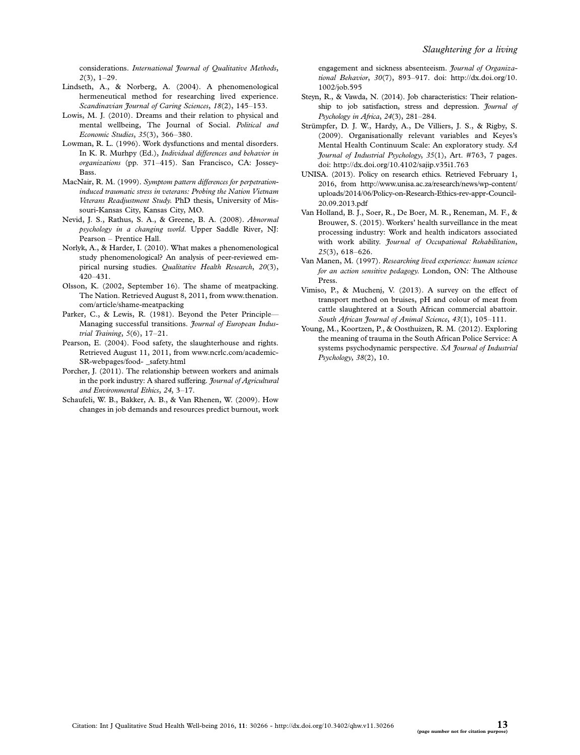considerations. *International Journal of Qualitative Methods*, *2*(3), 1–29.

Lindseth, A., & Norberg, A. (2004). A phenomenological hermeneutical method for researching lived experience. *Scandinavian Journal of Caring Sciences*, *18*(2), 145–153.

Lowis, M. J. (2010). Dreams and their relation to physical and mental wellbeing, The Journal of Social. *Political and Economic Studies*, *35*(3), 366–380.

Lowman, R. L. (1996). Work dysfunctions and mental disorders. In K. R. Murhpy (Ed.), *Individual differences and behavior in organizations* (pp. 371–415). San Francisco, CA: Jossey-Bass.

MacNair, R. M. (1999). *Symptom pattern differences for perpetration-induced traumatic stress in veterans: Probing the Nation Vietnam Veterans Readjustment Study*. PhD thesis, University of Missouri-Kansas City, Kansas City, MO.

Nevid, J. S., Rathus, S. A., & Greene, B. A. (2008). *Abnormal psychology in a changing world*. Upper Saddle River, NJ: Pearson – Prentice Hall.

Norlyk, A., & Harder, I. (2010). What makes a phenomenological study phenomenological? An analysis of peer-reviewed empirical nursing studies. *Qualitative Health Research*, *20*(3), 420–431.

Olsson, K. (2002, September 16). The shame of meatpacking. The Nation. Retrieved August 8, 2011, from www.thenation.com/article/shame-meatpacking

Parker, C., & Lewis, R. (1981). Beyond the Peter Principle—Managing successful transitions. *Journal of European Industrial Training*, *5*(6), 17–21.

Pearson, E. (2004). Food safety, the slaughterhouse and rights. Retrieved August 11, 2011, from www.ncrlc.com/academic-SR-webpages/food- _safety.html

Porcher, J. (2011). The relationship between workers and animals in the pork industry: A shared suffering. *Journal of Agricultural and Environmental Ethics*, *24*, 3–17.

Schaufeli, W. B., Bakker, A. B., & Van Rhenen, W. (2009). How changes in job demands and resources predict burnout, work engagement and sickness absenteeism. *Journal of Organizational Behavior*, *30*(7), 893–917. doi: http://dx.doi.org/10.1002/job.595

Steyn, R., & Vawda, N. (2014). Job characteristics: Their relationship to job satisfaction, stress and depression. *Journal of Psychology in Africa*, *24*(3), 281–284.

Strümpfer, D. J. W., Hardy, A., De Villiers, J. S., & Rigby, S. (2009). Organisationally relevant variables and Keyes's Mental Health Continuum Scale: An exploratory study. *SA Journal of Industrial Psychology*, *35*(1), Art. #763, 7 pages. doi: http://dx.doi.org/10.4102/sajip.v35i1.763

UNISA. (2013). Policy on research ethics. Retrieved February 1, 2016, from http://www.unisa.ac.za/research/news/wp-content/uploads/2014/06/Policy-on-Research-Ethics-rev-appr-Council-20.09.2013.pdf

Van Holland, B. J., Soer, R., De Boer, M. R., Reneman, M. F., & Brouwer, S. (2015). Workers' health surveillance in the meat processing industry: Work and health indicators associated with work ability. *Journal of Occupational Rehabilitation*, *25*(3), 618–626.

Van Manen, M. (1997). *Researching lived experience: human science for an action sensitive pedagogy*. London, ON: The Althouse Press.

Vimiso, P., & Muchenj, V. (2013). A survey on the effect of transport method on bruises, pH and colour of meat from cattle slaughtered at a South African commercial abattoir. *South African Journal of Animal Science*, *43*(1), 105–111.

Young, M., Koortzen, P., & Oosthuizen, R. M. (2012). Exploring the meaning of trauma in the South African Police Service: A systems psychodynamic perspective. *SA Journal of Industrial Psychology*, *38*(2), 10.